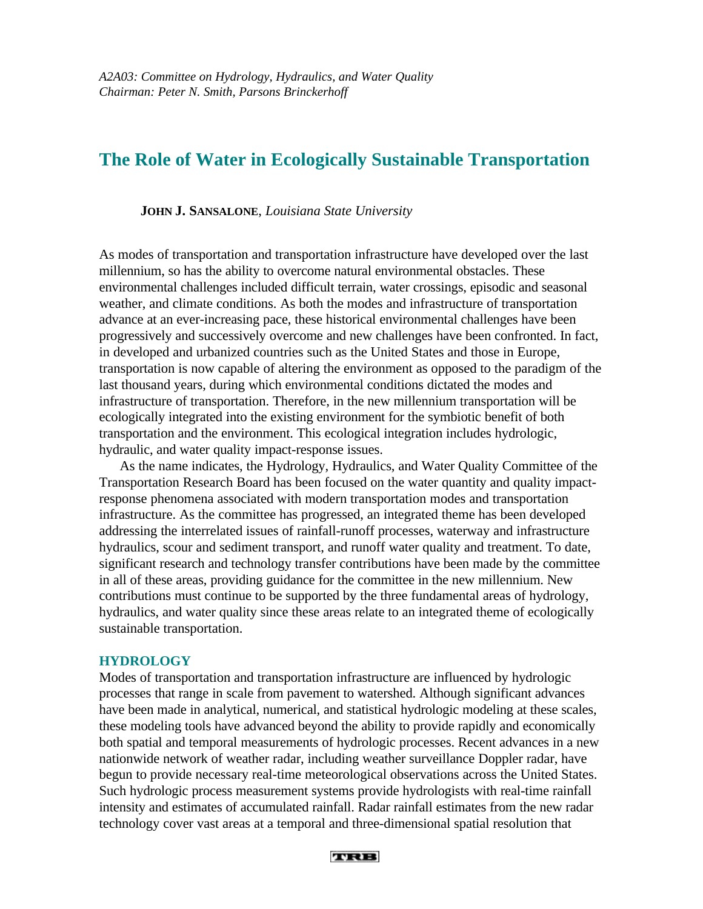*A2A03: Committee on Hydrology, Hydraulics, and Water Quality*
*Chairman: Peter N. Smith, Parsons Brinckerhoff*

# The Role of Water in Ecologically Sustainable Transportation

**JOHN J. SANSALONE**, *Louisiana State University*

As modes of transportation and transportation infrastructure have developed over the last millennium, so has the ability to overcome natural environmental obstacles. These environmental challenges included difficult terrain, water crossings, episodic and seasonal weather, and climate conditions. As both the modes and infrastructure of transportation advance at an ever-increasing pace, these historical environmental challenges have been progressively and successively overcome and new challenges have been confronted. In fact, in developed and urbanized countries such as the United States and those in Europe, transportation is now capable of altering the environment as opposed to the paradigm of the last thousand years, during which environmental conditions dictated the modes and infrastructure of transportation. Therefore, in the new millennium transportation will be ecologically integrated into the existing environment for the symbiotic benefit of both transportation and the environment. This ecological integration includes hydrologic, hydraulic, and water quality impact-response issues.

As the name indicates, the Hydrology, Hydraulics, and Water Quality Committee of the Transportation Research Board has been focused on the water quantity and quality impact-response phenomena associated with modern transportation modes and transportation infrastructure. As the committee has progressed, an integrated theme has been developed addressing the interrelated issues of rainfall-runoff processes, waterway and infrastructure hydraulics, scour and sediment transport, and runoff water quality and treatment. To date, significant research and technology transfer contributions have been made by the committee in all of these areas, providing guidance for the committee in the new millennium. New contributions must continue to be supported by the three fundamental areas of hydrology, hydraulics, and water quality since these areas relate to an integrated theme of ecologically sustainable transportation.

## HYDROLOGY

Modes of transportation and transportation infrastructure are influenced by hydrologic processes that range in scale from pavement to watershed. Although significant advances have been made in analytical, numerical, and statistical hydrologic modeling at these scales, these modeling tools have advanced beyond the ability to provide rapidly and economically both spatial and temporal measurements of hydrologic processes. Recent advances in a new nationwide network of weather radar, including weather surveillance Doppler radar, have begun to provide necessary real-time meteorological observations across the United States. Such hydrologic process measurement systems provide hydrologists with real-time rainfall intensity and estimates of accumulated rainfall. Radar rainfall estimates from the new radar technology cover vast areas at a temporal and three-dimensional spatial resolution that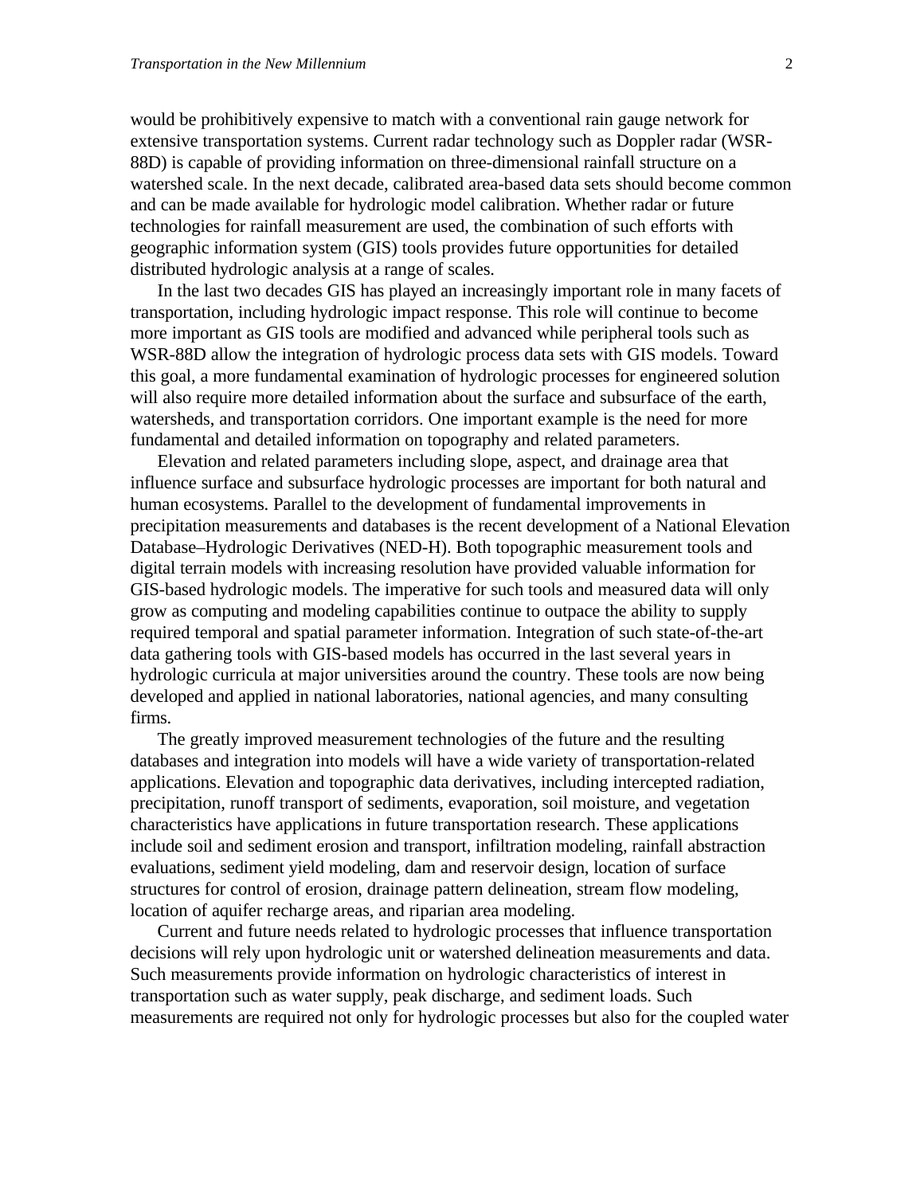would be prohibitively expensive to match with a conventional rain gauge network for extensive transportation systems. Current radar technology such as Doppler radar (WSR-88D) is capable of providing information on three-dimensional rainfall structure on a watershed scale. In the next decade, calibrated area-based data sets should become common and can be made available for hydrologic model calibration. Whether radar or future technologies for rainfall measurement are used, the combination of such efforts with geographic information system (GIS) tools provides future opportunities for detailed distributed hydrologic analysis at a range of scales.

In the last two decades GIS has played an increasingly important role in many facets of transportation, including hydrologic impact response. This role will continue to become more important as GIS tools are modified and advanced while peripheral tools such as WSR-88D allow the integration of hydrologic process data sets with GIS models. Toward this goal, a more fundamental examination of hydrologic processes for engineered solution will also require more detailed information about the surface and subsurface of the earth, watersheds, and transportation corridors. One important example is the need for more fundamental and detailed information on topography and related parameters.

Elevation and related parameters including slope, aspect, and drainage area that influence surface and subsurface hydrologic processes are important for both natural and human ecosystems. Parallel to the development of fundamental improvements in precipitation measurements and databases is the recent development of a National Elevation Database–Hydrologic Derivatives (NED-H). Both topographic measurement tools and digital terrain models with increasing resolution have provided valuable information for GIS-based hydrologic models. The imperative for such tools and measured data will only grow as computing and modeling capabilities continue to outpace the ability to supply required temporal and spatial parameter information. Integration of such state-of-the-art data gathering tools with GIS-based models has occurred in the last several years in hydrologic curricula at major universities around the country. These tools are now being developed and applied in national laboratories, national agencies, and many consulting firms.

The greatly improved measurement technologies of the future and the resulting databases and integration into models will have a wide variety of transportation-related applications. Elevation and topographic data derivatives, including intercepted radiation, precipitation, runoff transport of sediments, evaporation, soil moisture, and vegetation characteristics have applications in future transportation research. These applications include soil and sediment erosion and transport, infiltration modeling, rainfall abstraction evaluations, sediment yield modeling, dam and reservoir design, location of surface structures for control of erosion, drainage pattern delineation, stream flow modeling, location of aquifer recharge areas, and riparian area modeling.

Current and future needs related to hydrologic processes that influence transportation decisions will rely upon hydrologic unit or watershed delineation measurements and data. Such measurements provide information on hydrologic characteristics of interest in transportation such as water supply, peak discharge, and sediment loads. Such measurements are required not only for hydrologic processes but also for the coupled water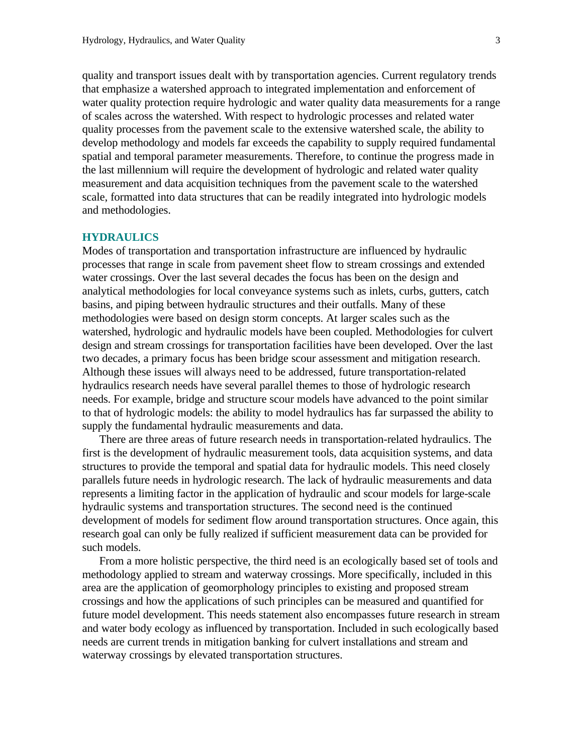quality and transport issues dealt with by transportation agencies. Current regulatory trends that emphasize a watershed approach to integrated implementation and enforcement of water quality protection require hydrologic and water quality data measurements for a range of scales across the watershed. With respect to hydrologic processes and related water quality processes from the pavement scale to the extensive watershed scale, the ability to develop methodology and models far exceeds the capability to supply required fundamental spatial and temporal parameter measurements. Therefore, to continue the progress made in the last millennium will require the development of hydrologic and related water quality measurement and data acquisition techniques from the pavement scale to the watershed scale, formatted into data structures that can be readily integrated into hydrologic models and methodologies.

## HYDRAULICS

Modes of transportation and transportation infrastructure are influenced by hydraulic processes that range in scale from pavement sheet flow to stream crossings and extended water crossings. Over the last several decades the focus has been on the design and analytical methodologies for local conveyance systems such as inlets, curbs, gutters, catch basins, and piping between hydraulic structures and their outfalls. Many of these methodologies were based on design storm concepts. At larger scales such as the watershed, hydrologic and hydraulic models have been coupled. Methodologies for culvert design and stream crossings for transportation facilities have been developed. Over the last two decades, a primary focus has been bridge scour assessment and mitigation research. Although these issues will always need to be addressed, future transportation-related hydraulics research needs have several parallel themes to those of hydrologic research needs. For example, bridge and structure scour models have advanced to the point similar to that of hydrologic models: the ability to model hydraulics has far surpassed the ability to supply the fundamental hydraulic measurements and data.

There are three areas of future research needs in transportation-related hydraulics. The first is the development of hydraulic measurement tools, data acquisition systems, and data structures to provide the temporal and spatial data for hydraulic models. This need closely parallels future needs in hydrologic research. The lack of hydraulic measurements and data represents a limiting factor in the application of hydraulic and scour models for large-scale hydraulic systems and transportation structures. The second need is the continued development of models for sediment flow around transportation structures. Once again, this research goal can only be fully realized if sufficient measurement data can be provided for such models.

From a more holistic perspective, the third need is an ecologically based set of tools and methodology applied to stream and waterway crossings. More specifically, included in this area are the application of geomorphology principles to existing and proposed stream crossings and how the applications of such principles can be measured and quantified for future model development. This needs statement also encompasses future research in stream and water body ecology as influenced by transportation. Included in such ecologically based needs are current trends in mitigation banking for culvert installations and stream and waterway crossings by elevated transportation structures.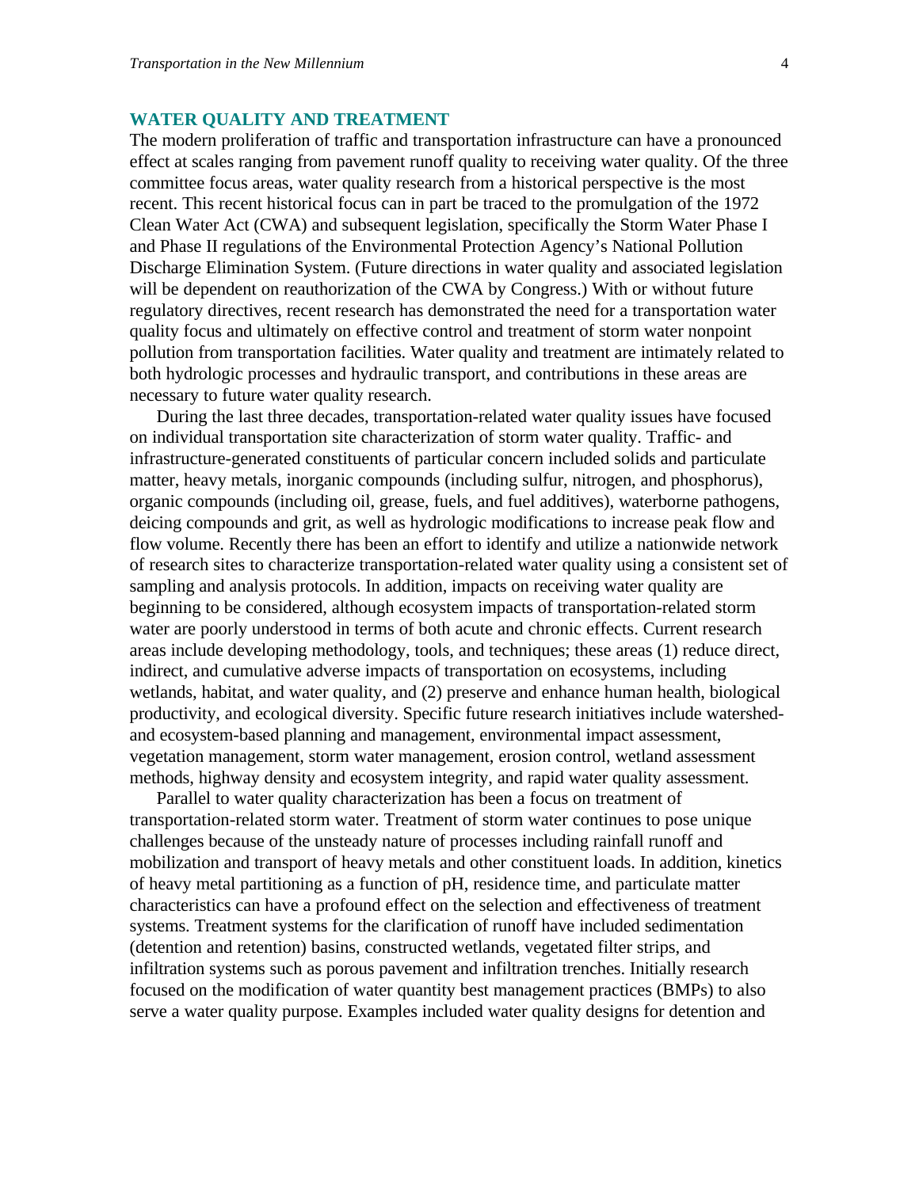## WATER QUALITY AND TREATMENT

The modern proliferation of traffic and transportation infrastructure can have a pronounced effect at scales ranging from pavement runoff quality to receiving water quality. Of the three committee focus areas, water quality research from a historical perspective is the most recent. This recent historical focus can in part be traced to the promulgation of the 1972 Clean Water Act (CWA) and subsequent legislation, specifically the Storm Water Phase I and Phase II regulations of the Environmental Protection Agency's National Pollution Discharge Elimination System. (Future directions in water quality and associated legislation will be dependent on reauthorization of the CWA by Congress.) With or without future regulatory directives, recent research has demonstrated the need for a transportation water quality focus and ultimately on effective control and treatment of storm water nonpoint pollution from transportation facilities. Water quality and treatment are intimately related to both hydrologic processes and hydraulic transport, and contributions in these areas are necessary to future water quality research.

During the last three decades, transportation-related water quality issues have focused on individual transportation site characterization of storm water quality. Traffic- and infrastructure-generated constituents of particular concern included solids and particulate matter, heavy metals, inorganic compounds (including sulfur, nitrogen, and phosphorus), organic compounds (including oil, grease, fuels, and fuel additives), waterborne pathogens, deicing compounds and grit, as well as hydrologic modifications to increase peak flow and flow volume. Recently there has been an effort to identify and utilize a nationwide network of research sites to characterize transportation-related water quality using a consistent set of sampling and analysis protocols. In addition, impacts on receiving water quality are beginning to be considered, although ecosystem impacts of transportation-related storm water are poorly understood in terms of both acute and chronic effects. Current research areas include developing methodology, tools, and techniques; these areas (1) reduce direct, indirect, and cumulative adverse impacts of transportation on ecosystems, including wetlands, habitat, and water quality, and (2) preserve and enhance human health, biological productivity, and ecological diversity. Specific future research initiatives include watershed- and ecosystem-based planning and management, environmental impact assessment, vegetation management, storm water management, erosion control, wetland assessment methods, highway density and ecosystem integrity, and rapid water quality assessment.

Parallel to water quality characterization has been a focus on treatment of transportation-related storm water. Treatment of storm water continues to pose unique challenges because of the unsteady nature of processes including rainfall runoff and mobilization and transport of heavy metals and other constituent loads. In addition, kinetics of heavy metal partitioning as a function of pH, residence time, and particulate matter characteristics can have a profound effect on the selection and effectiveness of treatment systems. Treatment systems for the clarification of runoff have included sedimentation (detention and retention) basins, constructed wetlands, vegetated filter strips, and infiltration systems such as porous pavement and infiltration trenches. Initially research focused on the modification of water quantity best management practices (BMPs) to also serve a water quality purpose. Examples included water quality designs for detention and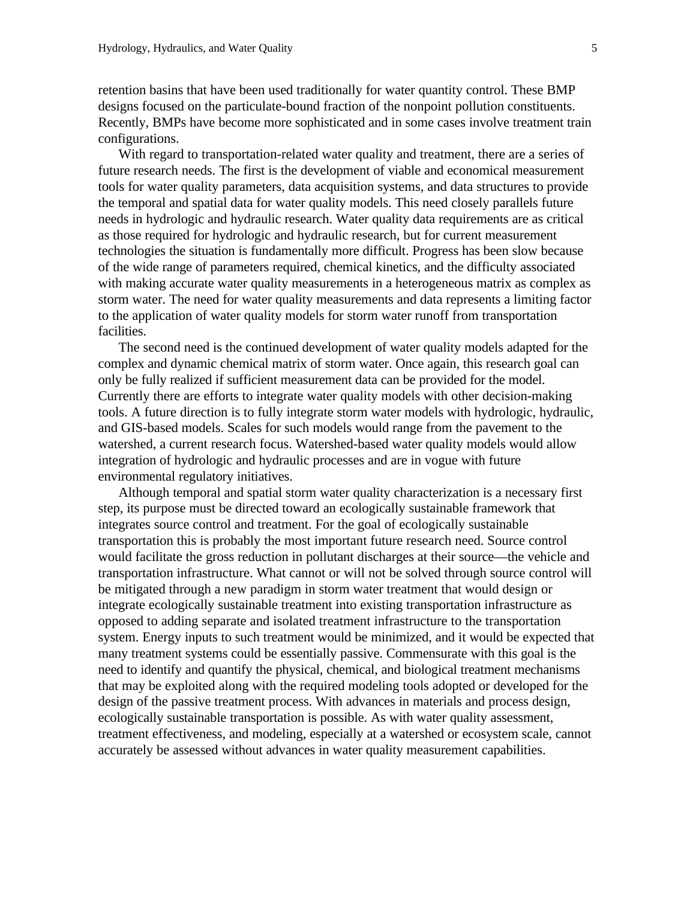retention basins that have been used traditionally for water quantity control. These BMP designs focused on the particulate-bound fraction of the nonpoint pollution constituents. Recently, BMPs have become more sophisticated and in some cases involve treatment train configurations.

With regard to transportation-related water quality and treatment, there are a series of future research needs. The first is the development of viable and economical measurement tools for water quality parameters, data acquisition systems, and data structures to provide the temporal and spatial data for water quality models. This need closely parallels future needs in hydrologic and hydraulic research. Water quality data requirements are as critical as those required for hydrologic and hydraulic research, but for current measurement technologies the situation is fundamentally more difficult. Progress has been slow because of the wide range of parameters required, chemical kinetics, and the difficulty associated with making accurate water quality measurements in a heterogeneous matrix as complex as storm water. The need for water quality measurements and data represents a limiting factor to the application of water quality models for storm water runoff from transportation facilities.

The second need is the continued development of water quality models adapted for the complex and dynamic chemical matrix of storm water. Once again, this research goal can only be fully realized if sufficient measurement data can be provided for the model. Currently there are efforts to integrate water quality models with other decision-making tools. A future direction is to fully integrate storm water models with hydrologic, hydraulic, and GIS-based models. Scales for such models would range from the pavement to the watershed, a current research focus. Watershed-based water quality models would allow integration of hydrologic and hydraulic processes and are in vogue with future environmental regulatory initiatives.

Although temporal and spatial storm water quality characterization is a necessary first step, its purpose must be directed toward an ecologically sustainable framework that integrates source control and treatment. For the goal of ecologically sustainable transportation this is probably the most important future research need. Source control would facilitate the gross reduction in pollutant discharges at their source—the vehicle and transportation infrastructure. What cannot or will not be solved through source control will be mitigated through a new paradigm in storm water treatment that would design or integrate ecologically sustainable treatment into existing transportation infrastructure as opposed to adding separate and isolated treatment infrastructure to the transportation system. Energy inputs to such treatment would be minimized, and it would be expected that many treatment systems could be essentially passive. Commensurate with this goal is the need to identify and quantify the physical, chemical, and biological treatment mechanisms that may be exploited along with the required modeling tools adopted or developed for the design of the passive treatment process. With advances in materials and process design, ecologically sustainable transportation is possible. As with water quality assessment, treatment effectiveness, and modeling, especially at a watershed or ecosystem scale, cannot accurately be assessed without advances in water quality measurement capabilities.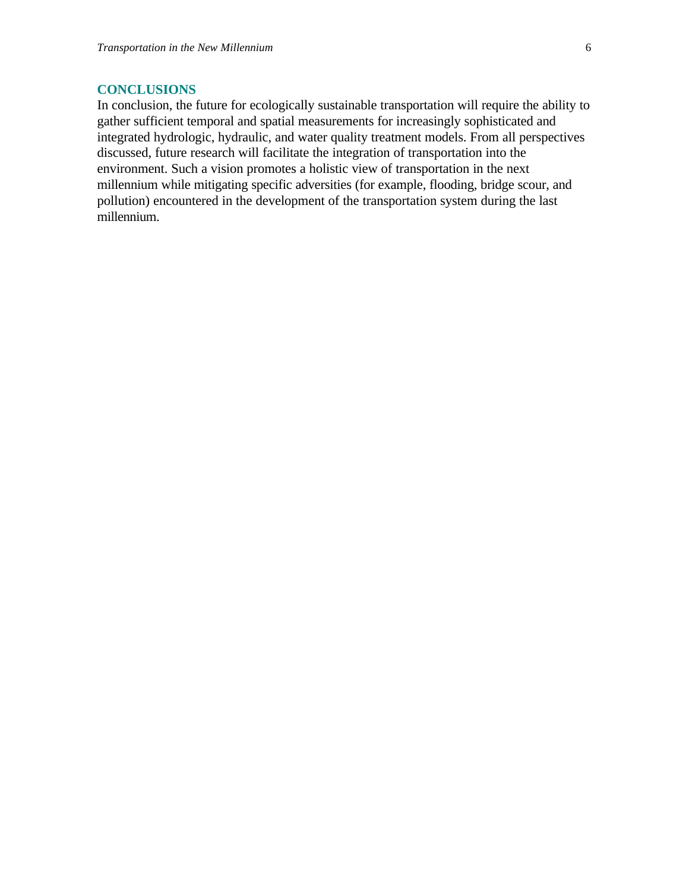## CONCLUSIONS

In conclusion, the future for ecologically sustainable transportation will require the ability to gather sufficient temporal and spatial measurements for increasingly sophisticated and integrated hydrologic, hydraulic, and water quality treatment models. From all perspectives discussed, future research will facilitate the integration of transportation into the environment. Such a vision promotes a holistic view of transportation in the next millennium while mitigating specific adversities (for example, flooding, bridge scour, and pollution) encountered in the development of the transportation system during the last millennium.